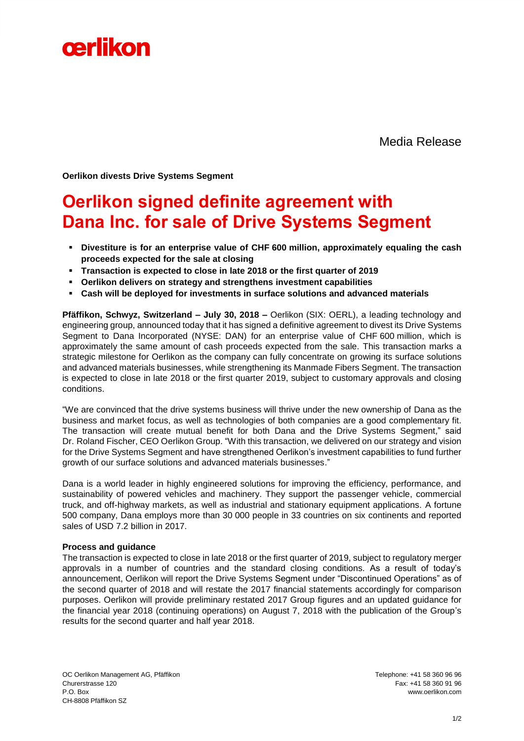Media Release

**Oerlikon divests Drive Systems Segment**

# Oerlikon signed definite agreement with Dana Inc. for sale of Drive Systems Segment

- **Divestiture is for an enterprise value of CHF 600 million, approximately equaling the cash proceeds expected for the sale at closing**
- **Transaction is expected to close in late 2018 or the first quarter of 2019**
- **Oerlikon delivers on strategy and strengthens investment capabilities**
- **Cash will be deployed for investments in surface solutions and advanced materials**

**Pfäffikon, Schwyz, Switzerland – July 30, 2018 –** Oerlikon (SIX: OERL), a leading technology and engineering group, announced today that it has signed a definitive agreement to divest its Drive Systems Segment to Dana Incorporated (NYSE: DAN) for an enterprise value of CHF 600 million, which is approximately the same amount of cash proceeds expected from the sale. This transaction marks a strategic milestone for Oerlikon as the company can fully concentrate on growing its surface solutions and advanced materials businesses, while strengthening its Manmade Fibers Segment. The transaction is expected to close in late 2018 or the first quarter 2019, subject to customary approvals and closing conditions.

"We are convinced that the drive systems business will thrive under the new ownership of Dana as the business and market focus, as well as technologies of both companies are a good complementary fit. The transaction will create mutual benefit for both Dana and the Drive Systems Segment," said Dr. Roland Fischer, CEO Oerlikon Group. "With this transaction, we delivered on our strategy and vision for the Drive Systems Segment and have strengthened Oerlikon's investment capabilities to fund further growth of our surface solutions and advanced materials businesses."

Dana is a world leader in highly engineered solutions for improving the efficiency, performance, and sustainability of powered vehicles and machinery. They support the passenger vehicle, commercial truck, and off-highway markets, as well as industrial and stationary equipment applications. A fortune 500 company, Dana employs more than 30 000 people in 33 countries on six continents and reported sales of USD 7.2 billion in 2017.

**Process and guidance**

The transaction is expected to close in late 2018 or the first quarter of 2019, subject to regulatory merger approvals in a number of countries and the standard closing conditions. As a result of today's announcement, Oerlikon will report the Drive Systems Segment under "Discontinued Operations" as of the second quarter of 2018 and will restate the 2017 financial statements accordingly for comparison purposes. Oerlikon will provide preliminary restated 2017 Group figures and an updated guidance for the financial year 2018 (continuing operations) on August 7, 2018 with the publication of the Group's results for the second quarter and half year 2018.

OC Oerlikon Management AG, Pfäffikon
Churerstrasse 120
P.O. Box
CH-8808 Pfäffikon SZ

Telephone: +41 58 360 96 96
Fax: +41 58 360 91 96
www.oerlikon.com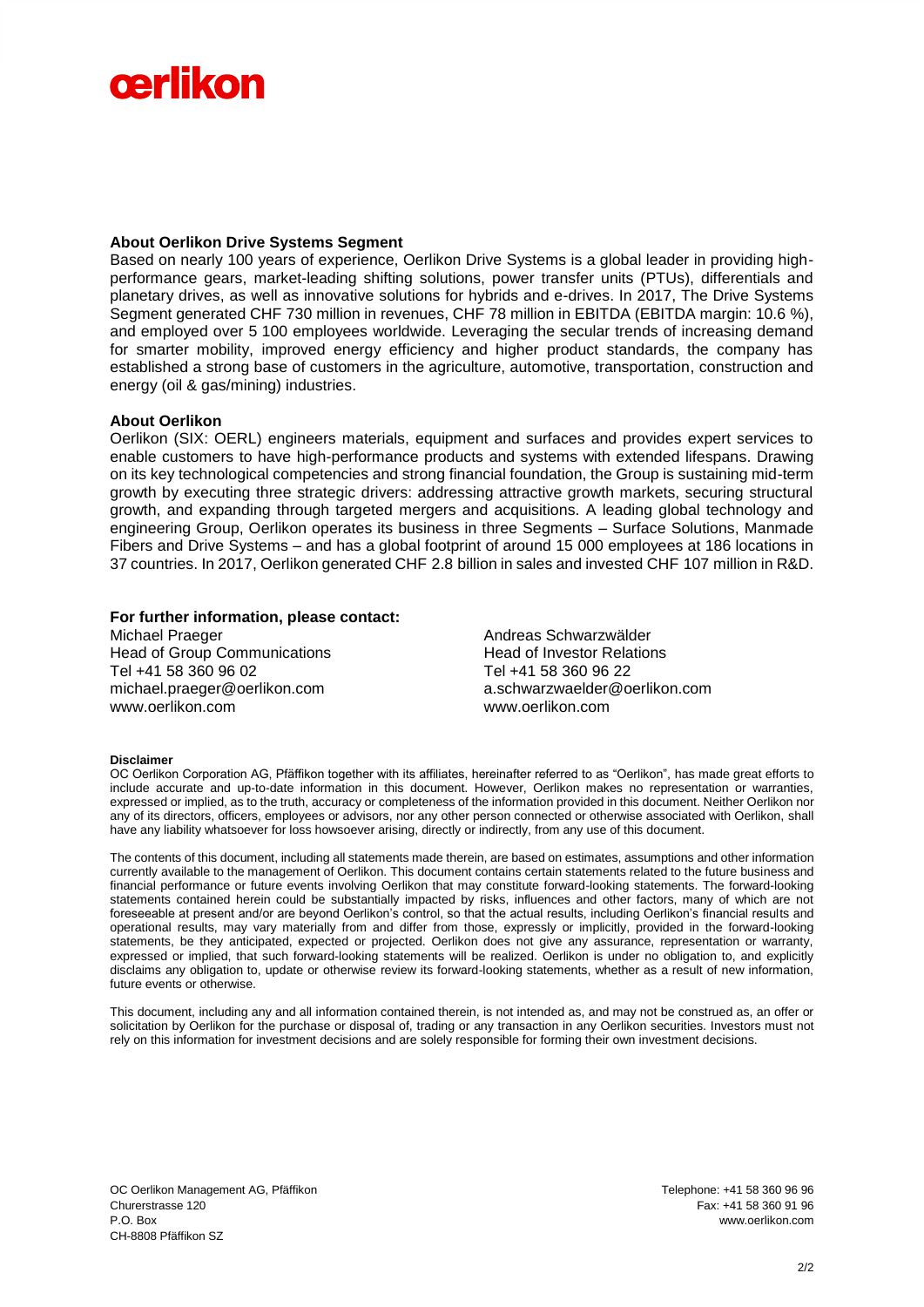### About Oerlikon Drive Systems Segment

Based on nearly 100 years of experience, Oerlikon Drive Systems is a global leader in providing high-performance gears, market-leading shifting solutions, power transfer units (PTUs), differentials and planetary drives, as well as innovative solutions for hybrids and e-drives. In 2017, The Drive Systems Segment generated CHF 730 million in revenues, CHF 78 million in EBITDA (EBITDA margin: 10.6 %), and employed over 5 100 employees worldwide. Leveraging the secular trends of increasing demand for smarter mobility, improved energy efficiency and higher product standards, the company has established a strong base of customers in the agriculture, automotive, transportation, construction and energy (oil & gas/mining) industries.

### About Oerlikon

Oerlikon (SIX: OERL) engineers materials, equipment and surfaces and provides expert services to enable customers to have high-performance products and systems with extended lifespans. Drawing on its key technological competencies and strong financial foundation, the Group is sustaining mid-term growth by executing three strategic drivers: addressing attractive growth markets, securing structural growth, and expanding through targeted mergers and acquisitions. A leading global technology and engineering Group, Oerlikon operates its business in three Segments – Surface Solutions, Manmade Fibers and Drive Systems – and has a global footprint of around 15 000 employees at 186 locations in 37 countries. In 2017, Oerlikon generated CHF 2.8 billion in sales and invested CHF 107 million in R&D.

### For further information, please contact:

Michael Praeger
Head of Group Communications
Tel +41 58 360 96 02
michael.praeger@oerlikon.com
www.oerlikon.com

Andreas Schwarzwälder
Head of Investor Relations
Tel +41 58 360 96 22
a.schwarzwaelder@oerlikon.com
www.oerlikon.com

**Disclaimer**

OC Oerlikon Corporation AG, Pfäffikon together with its affiliates, hereinafter referred to as "Oerlikon", has made great efforts to include accurate and up-to-date information in this document. However, Oerlikon makes no representation or warranties, expressed or implied, as to the truth, accuracy or completeness of the information provided in this document. Neither Oerlikon nor any of its directors, officers, employees or advisors, nor any other person connected or otherwise associated with Oerlikon, shall have any liability whatsoever for loss howsoever arising, directly or indirectly, from any use of this document.

The contents of this document, including all statements made therein, are based on estimates, assumptions and other information currently available to the management of Oerlikon. This document contains certain statements related to the future business and financial performance or future events involving Oerlikon that may constitute forward-looking statements. The forward-looking statements contained herein could be substantially impacted by risks, influences and other factors, many of which are not foreseeable at present and/or are beyond Oerlikon's control, so that the actual results, including Oerlikon's financial results and operational results, may vary materially from and differ from those, expressly or implicitly, provided in the forward-looking statements, be they anticipated, expected or projected. Oerlikon does not give any assurance, representation or warranty, expressed or implied, that such forward-looking statements will be realized. Oerlikon is under no obligation to, and explicitly disclaims any obligation to, update or otherwise review its forward-looking statements, whether as a result of new information, future events or otherwise.

This document, including any and all information contained therein, is not intended as, and may not be construed as, an offer or solicitation by Oerlikon for the purchase or disposal of, trading or any transaction in any Oerlikon securities. Investors must not rely on this information for investment decisions and are solely responsible for forming their own investment decisions.

OC Oerlikon Management AG, Pfäffikon
Churerstrasse 120
P.O. Box
CH-8808 Pfäffikon SZ

Telephone: +41 58 360 96 96
Fax: +41 58 360 91 96
www.oerlikon.com